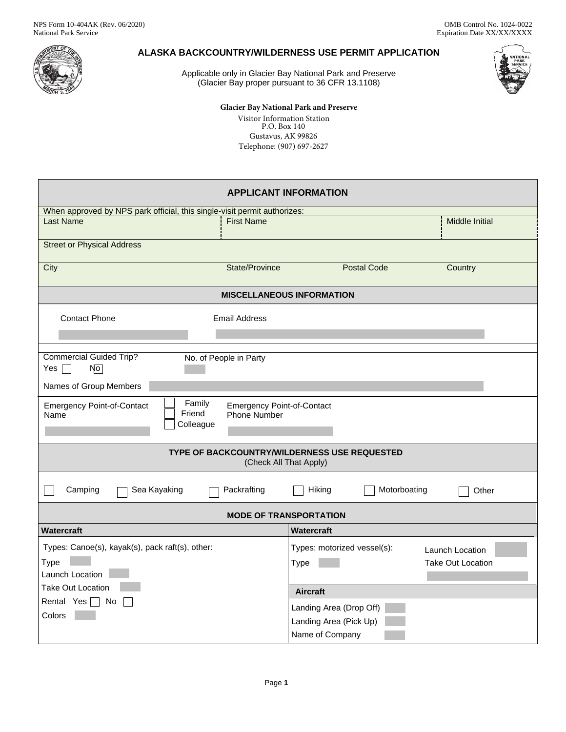NPS Form 10-404AK (Rev. 06/2020)
National Park Service

OMB Control No. 1024-0022
Expiration Date XX/XX/XXXX

# ALASKA BACKCOUNTRY/WILDERNESS USE PERMIT APPLICATION

Applicable only in Glacier Bay National Park and Preserve
(Glacier Bay proper pursuant to 36 CFR 13.1108)

**Glacier Bay National Park and Preserve**
Visitor Information Station
P.O. Box 140
Gustavus, AK 99826
Telephone: (907) 697-2627

## APPLICANT INFORMATION

When approved by NPS park official, this single-visit permit authorizes:

| Last Name | First Name | Middle Initial |
|---|---|---|
| | | |

Street or Physical Address

| City | State/Province | Postal Code | Country |
|---|---|---|---|
| | | | |

## MISCELLANEOUS INFORMATION

Contact Phone

Email Address

Commercial Guided Trip?
Yes ☐ No ☐

No. of People in Party

Names of Group Members

Emergency Point-of-Contact Name

☐ Family
☐ Friend
☐ Colleague

Emergency Point-of-Contact Phone Number

## TYPE OF BACKCOUNTRY/WILDERNESS USE REQUESTED
(Check All That Apply)

☐ Camping ☐ Sea Kayaking ☐ Packrafting ☐ Hiking ☐ Motorboating ☐ Other

## MODE OF TRANSPORTATION

**Watercraft**

Types: Canoe(s), kayak(s), pack raft(s), other:

Type

Launch Location

Take Out Location

Rental Yes ☐ No ☐

Colors

**Watercraft**

Types: motorized vessel(s):

Type

Launch Location

Take Out Location

**Aircraft**

Landing Area (Drop Off)

Landing Area (Pick Up)

Name of Company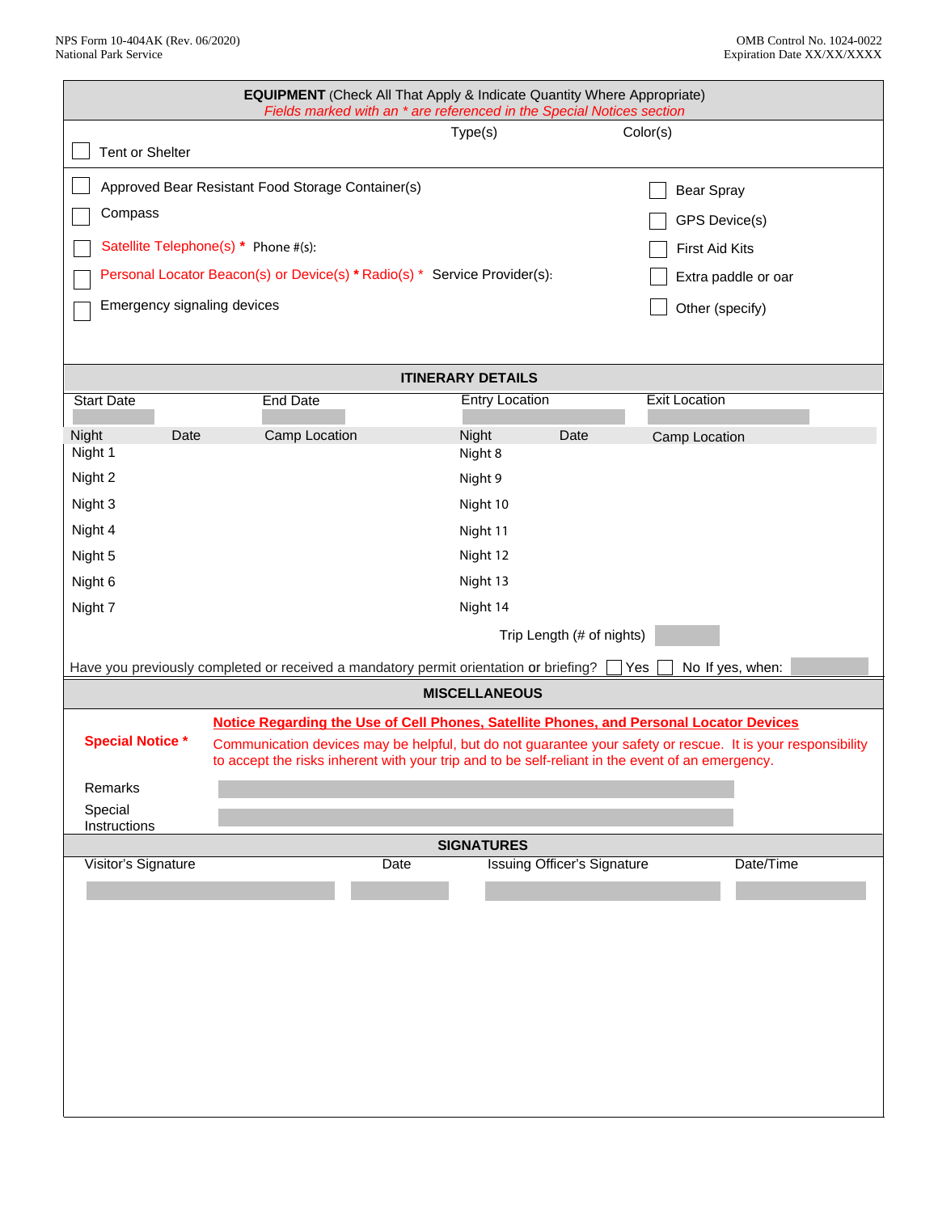## EQUIPMENT (Check All That Apply & Indicate Quantity Where Appropriate)

*Fields marked with an * are referenced in the Special Notices section*

| | Type(s) | Color(s) |
|---|---|---|
| ☐ Tent or Shelter | | |

- ☐ Approved Bear Resistant Food Storage Container(s)
- ☐ Compass
- ☐ Satellite Telephone(s) * Phone #(s):
- ☐ Personal Locator Beacon(s) or Device(s) * Radio(s) * Service Provider(s):
- ☐ Emergency signaling devices
- ☐ Bear Spray
- ☐ GPS Device(s)
- ☐ First Aid Kits
- ☐ Extra paddle or oar
- ☐ Other (specify)

## ITINERARY DETAILS

| Start Date | End Date | Entry Location | Exit Location |
|---|---|---|---|
| | | | |

| Night | Date | Camp Location | Night | Date | Camp Location |
|---|---|---|---|---|---|
| Night 1 | | | Night 8 | | |
| Night 2 | | | Night 9 | | |
| Night 3 | | | Night 10 | | |
| Night 4 | | | Night 11 | | |
| Night 5 | | | Night 12 | | |
| Night 6 | | | Night 13 | | |
| Night 7 | | | Night 14 | | |

Trip Length (# of nights)

Have you previously completed or received a mandatory permit orientation or briefing? ☐ Yes ☐ No If yes, when:

## MISCELLANEOUS

**Special Notice ***

**Notice Regarding the Use of Cell Phones, Satellite Phones, and Personal Locator Devices**

Communication devices may be helpful, but do not guarantee your safety or rescue. It is your responsibility to accept the risks inherent with your trip and to be self-reliant in the event of an emergency.

Remarks

Special Instructions

## SIGNATURES

| Visitor's Signature | Date | Issuing Officer's Signature | Date/Time |
|---|---|---|---|
| | | | |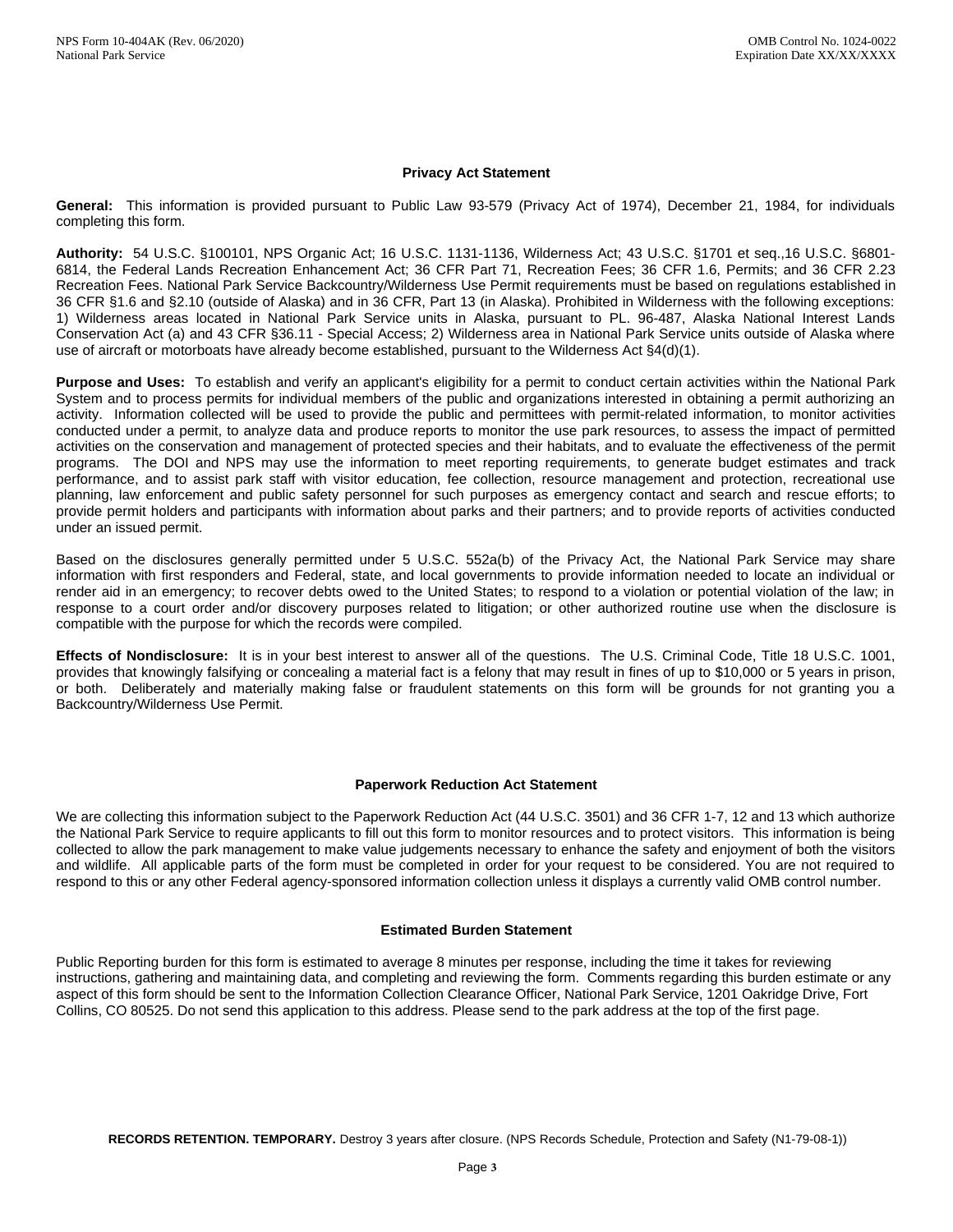## Privacy Act Statement

**General:** This information is provided pursuant to Public Law 93-579 (Privacy Act of 1974), December 21, 1984, for individuals completing this form.

**Authority:** 54 U.S.C. §100101, NPS Organic Act; 16 U.S.C. 1131-1136, Wilderness Act; 43 U.S.C. §1701 et seq.,16 U.S.C. §6801-6814, the Federal Lands Recreation Enhancement Act; 36 CFR Part 71, Recreation Fees; 36 CFR 1.6, Permits; and 36 CFR 2.23 Recreation Fees. National Park Service Backcountry/Wilderness Use Permit requirements must be based on regulations established in 36 CFR §1.6 and §2.10 (outside of Alaska) and in 36 CFR, Part 13 (in Alaska). Prohibited in Wilderness with the following exceptions: 1) Wilderness areas located in National Park Service units in Alaska, pursuant to PL. 96-487, Alaska National Interest Lands Conservation Act (a) and 43 CFR §36.11 - Special Access; 2) Wilderness area in National Park Service units outside of Alaska where use of aircraft or motorboats have already become established, pursuant to the Wilderness Act §4(d)(1).

**Purpose and Uses:** To establish and verify an applicant's eligibility for a permit to conduct certain activities within the National Park System and to process permits for individual members of the public and organizations interested in obtaining a permit authorizing an activity. Information collected will be used to provide the public and permittees with permit-related information, to monitor activities conducted under a permit, to analyze data and produce reports to monitor the use park resources, to assess the impact of permitted activities on the conservation and management of protected species and their habitats, and to evaluate the effectiveness of the permit programs. The DOI and NPS may use the information to meet reporting requirements, to generate budget estimates and track performance, and to assist park staff with visitor education, fee collection, resource management and protection, recreational use planning, law enforcement and public safety personnel for such purposes as emergency contact and search and rescue efforts; to provide permit holders and participants with information about parks and their partners; and to provide reports of activities conducted under an issued permit.

Based on the disclosures generally permitted under 5 U.S.C. 552a(b) of the Privacy Act, the National Park Service may share information with first responders and Federal, state, and local governments to provide information needed to locate an individual or render aid in an emergency; to recover debts owed to the United States; to respond to a violation or potential violation of the law; in response to a court order and/or discovery purposes related to litigation; or other authorized routine use when the disclosure is compatible with the purpose for which the records were compiled.

**Effects of Nondisclosure:** It is in your best interest to answer all of the questions. The U.S. Criminal Code, Title 18 U.S.C. 1001, provides that knowingly falsifying or concealing a material fact is a felony that may result in fines of up to $10,000 or 5 years in prison, or both. Deliberately and materially making false or fraudulent statements on this form will be grounds for not granting you a Backcountry/Wilderness Use Permit.

## Paperwork Reduction Act Statement

We are collecting this information subject to the Paperwork Reduction Act (44 U.S.C. 3501) and 36 CFR 1-7, 12 and 13 which authorize the National Park Service to require applicants to fill out this form to monitor resources and to protect visitors. This information is being collected to allow the park management to make value judgements necessary to enhance the safety and enjoyment of both the visitors and wildlife. All applicable parts of the form must be completed in order for your request to be considered. You are not required to respond to this or any other Federal agency-sponsored information collection unless it displays a currently valid OMB control number.

## Estimated Burden Statement

Public Reporting burden for this form is estimated to average 8 minutes per response, including the time it takes for reviewing instructions, gathering and maintaining data, and completing and reviewing the form. Comments regarding this burden estimate or any aspect of this form should be sent to the Information Collection Clearance Officer, National Park Service, 1201 Oakridge Drive, Fort Collins, CO 80525. Do not send this application to this address. Please send to the park address at the top of the first page.

**RECORDS RETENTION. TEMPORARY.** Destroy 3 years after closure. (NPS Records Schedule, Protection and Safety (N1-79-08-1))